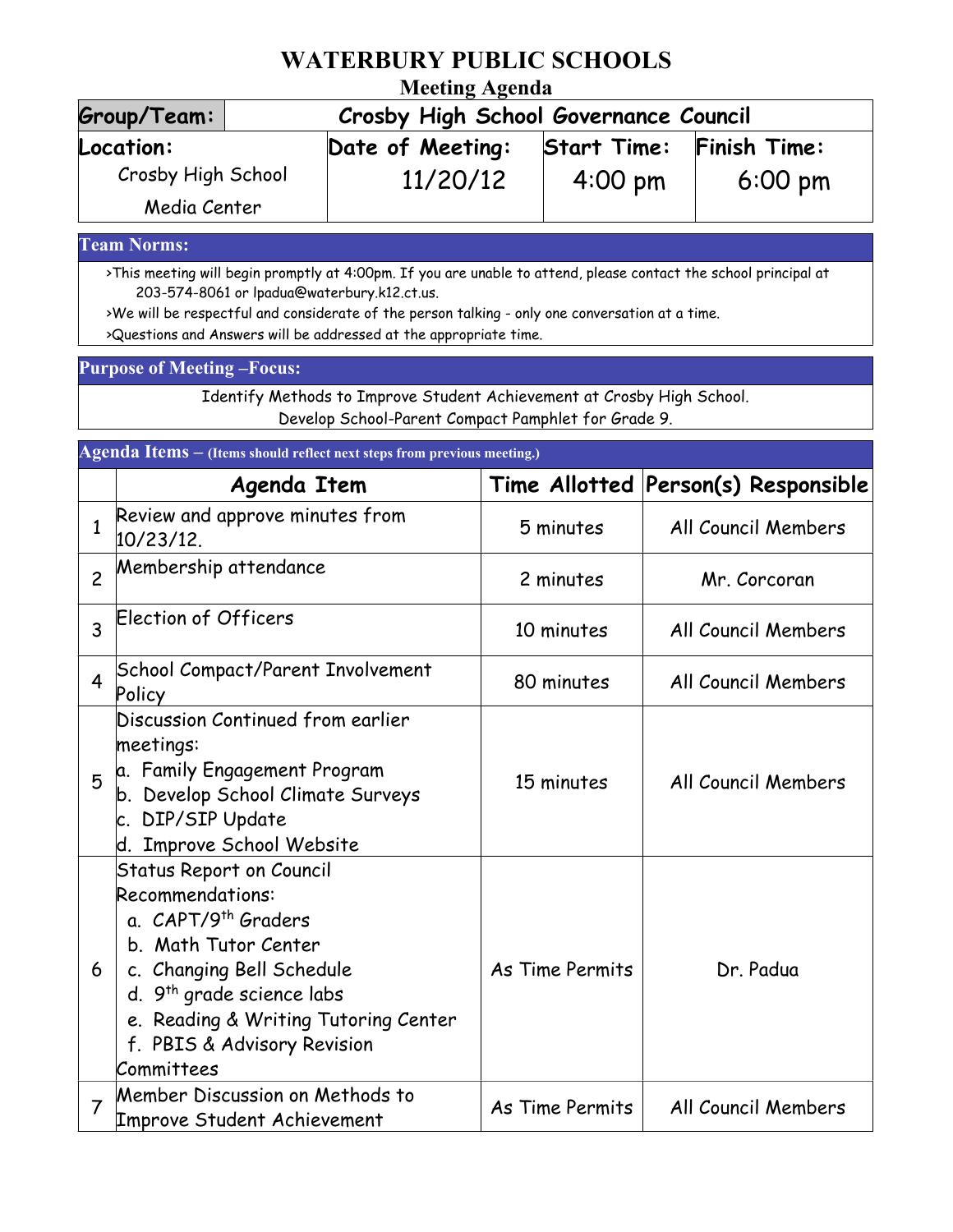# WATERBURY PUBLIC SCHOOLS

## Meeting Agenda

| Group/Team: | Crosby High School Governance Council | | |
|---|---|---|---|
| **Location:** Crosby High School Media Center | **Date of Meeting:** 11/20/12 | **Start Time:** 4:00 pm | **Finish Time:** 6:00 pm |

### Team Norms:

>This meeting will begin promptly at 4:00pm. If you are unable to attend, please contact the school principal at 203-574-8061 or lpadua@waterbury.k12.ct.us.

>We will be respectful and considerate of the person talking - only one conversation at a time.

>Questions and Answers will be addressed at the appropriate time.

### Purpose of Meeting –Focus:

Identify Methods to Improve Student Achievement at Crosby High School.
Develop School-Parent Compact Pamphlet for Grade 9.

### Agenda Items – (Items should reflect next steps from previous meeting.)

| | Agenda Item | Time Allotted | Person(s) Responsible |
|---|---|---|---|
| 1 | Review and approve minutes from 10/23/12. | 5 minutes | All Council Members |
| 2 | Membership attendance | 2 minutes | Mr. Corcoran |
| 3 | Election of Officers | 10 minutes | All Council Members |
| 4 | School Compact/Parent Involvement Policy | 80 minutes | All Council Members |
| 5 | Discussion Continued from earlier meetings:<br>a. Family Engagement Program<br>b. Develop School Climate Surveys<br>c. DIP/SIP Update<br>d. Improve School Website | 15 minutes | All Council Members |
| 6 | Status Report on Council Recommendations:<br>a. CAPT/9th Graders<br>b. Math Tutor Center<br>c. Changing Bell Schedule<br>d. 9th grade science labs<br>e. Reading & Writing Tutoring Center<br>f. PBIS & Advisory Revision Committees | As Time Permits | Dr. Padua |
| 7 | Member Discussion on Methods to Improve Student Achievement | As Time Permits | All Council Members |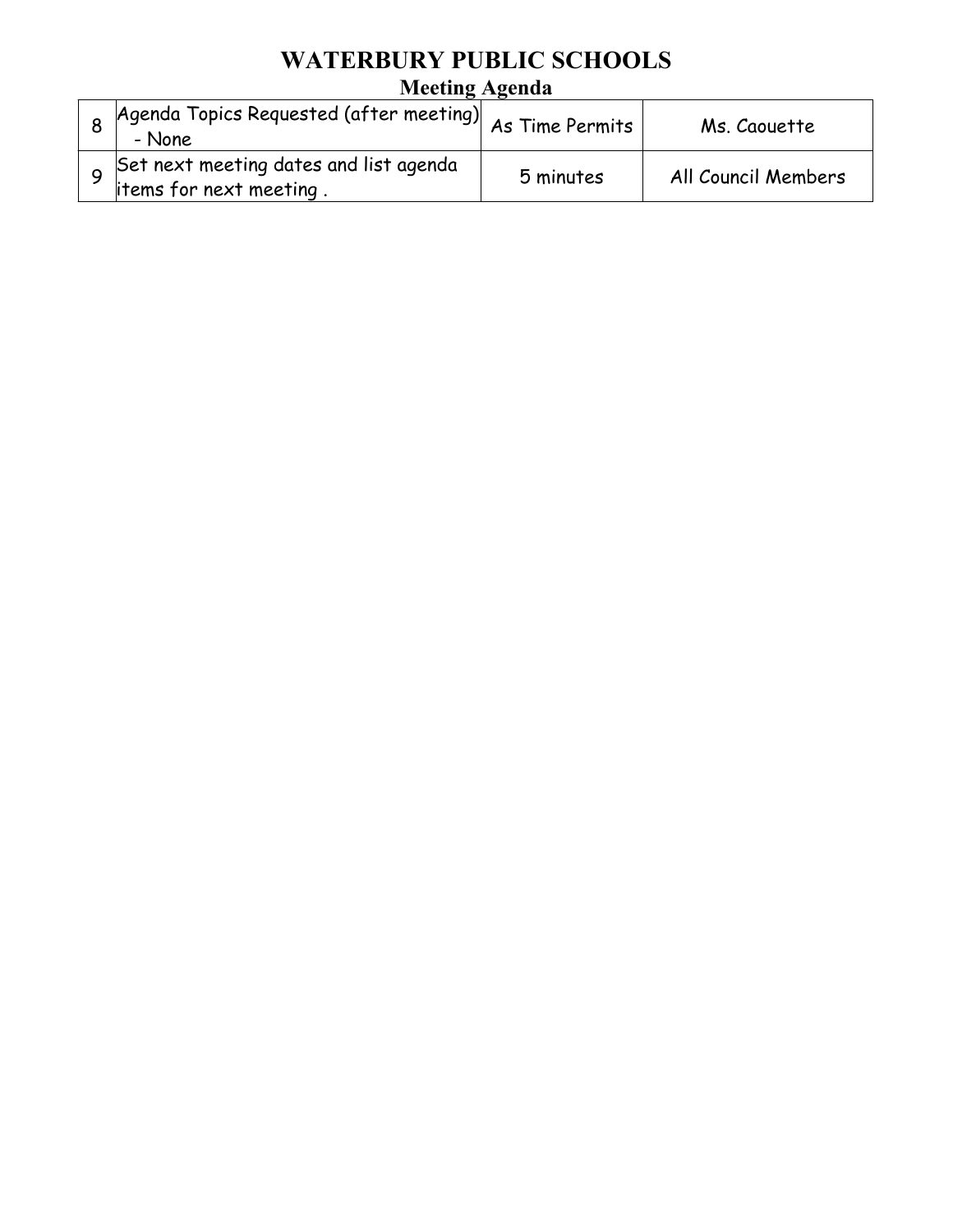# WATERBURY PUBLIC SCHOOLS

## Meeting Agenda

| | | | |
|---|---|---|---|
| 8 | Agenda Topics Requested (after meeting) - None | As Time Permits | Ms. Caouette |
| 9 | Set next meeting dates and list agenda items for next meeting . | 5 minutes | All Council Members |